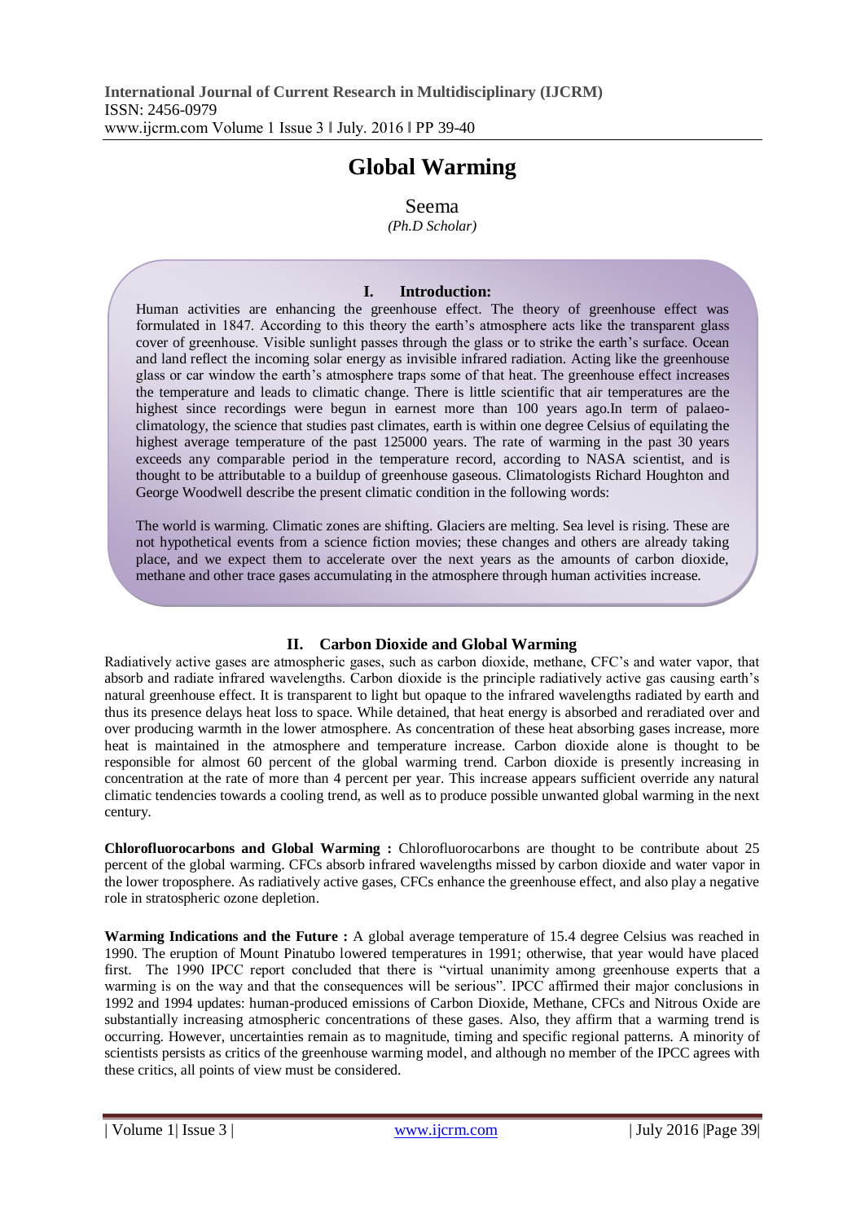# Global Warming

Seema

*(Ph.D Scholar)*

## I. Introduction:

Human activities are enhancing the greenhouse effect. The theory of greenhouse effect was formulated in 1847. According to this theory the earth's atmosphere acts like the transparent glass cover of greenhouse. Visible sunlight passes through the glass or to strike the earth's surface. Ocean and land reflect the incoming solar energy as invisible infrared radiation. Acting like the greenhouse glass or car window the earth's atmosphere traps some of that heat. The greenhouse effect increases the temperature and leads to climatic change. There is little scientific that air temperatures are the highest since recordings were begun in earnest more than 100 years ago.In term of palaeo-climatology, the science that studies past climates, earth is within one degree Celsius of equilating the highest average temperature of the past 125000 years. The rate of warming in the past 30 years exceeds any comparable period in the temperature record, according to NASA scientist, and is thought to be attributable to a buildup of greenhouse gaseous. Climatologists Richard Houghton and George Woodwell describe the present climatic condition in the following words:

The world is warming. Climatic zones are shifting. Glaciers are melting. Sea level is rising. These are not hypothetical events from a science fiction movies; these changes and others are already taking place, and we expect them to accelerate over the next years as the amounts of carbon dioxide, methane and other trace gases accumulating in the atmosphere through human activities increase.

## II. Carbon Dioxide and Global Warming

Radiatively active gases are atmospheric gases, such as carbon dioxide, methane, CFC's and water vapor, that absorb and radiate infrared wavelengths. Carbon dioxide is the principle radiatively active gas causing earth's natural greenhouse effect. It is transparent to light but opaque to the infrared wavelengths radiated by earth and thus its presence delays heat loss to space. While detained, that heat energy is absorbed and reradiated over and over producing warmth in the lower atmosphere. As concentration of these heat absorbing gases increase, more heat is maintained in the atmosphere and temperature increase. Carbon dioxide alone is thought to be responsible for almost 60 percent of the global warming trend. Carbon dioxide is presently increasing in concentration at the rate of more than 4 percent per year. This increase appears sufficient override any natural climatic tendencies towards a cooling trend, as well as to produce possible unwanted global warming in the next century.

**Chlorofluorocarbons and Global Warming :** Chlorofluorocarbons are thought to be contribute about 25 percent of the global warming. CFCs absorb infrared wavelengths missed by carbon dioxide and water vapor in the lower troposphere. As radiatively active gases, CFCs enhance the greenhouse effect, and also play a negative role in stratospheric ozone depletion.

**Warming Indications and the Future :** A global average temperature of 15.4 degree Celsius was reached in 1990. The eruption of Mount Pinatubo lowered temperatures in 1991; otherwise, that year would have placed first. The 1990 IPCC report concluded that there is "virtual unanimity among greenhouse experts that a warming is on the way and that the consequences will be serious". IPCC affirmed their major conclusions in 1992 and 1994 updates: human-produced emissions of Carbon Dioxide, Methane, CFCs and Nitrous Oxide are substantially increasing atmospheric concentrations of these gases. Also, they affirm that a warming trend is occurring. However, uncertainties remain as to magnitude, timing and specific regional patterns. A minority of scientists persists as critics of the greenhouse warming model, and although no member of the IPCC agrees with these critics, all points of view must be considered.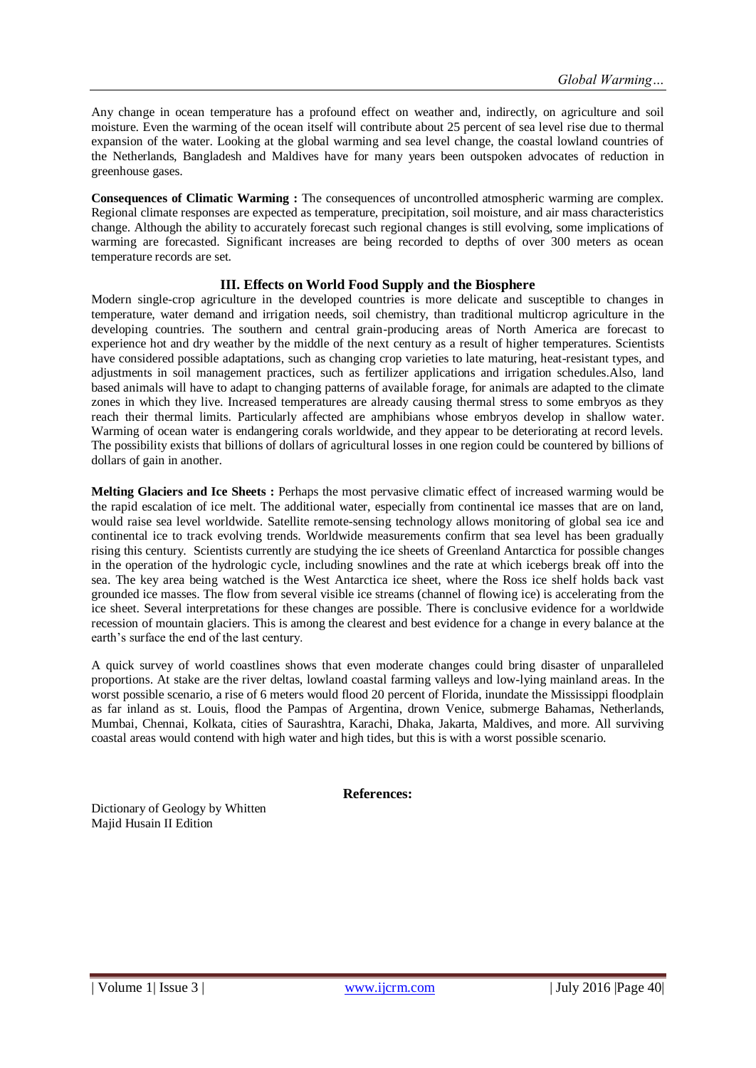Any change in ocean temperature has a profound effect on weather and, indirectly, on agriculture and soil moisture. Even the warming of the ocean itself will contribute about 25 percent of sea level rise due to thermal expansion of the water. Looking at the global warming and sea level change, the coastal lowland countries of the Netherlands, Bangladesh and Maldives have for many years been outspoken advocates of reduction in greenhouse gases.

**Consequences of Climatic Warming :** The consequences of uncontrolled atmospheric warming are complex. Regional climate responses are expected as temperature, precipitation, soil moisture, and air mass characteristics change. Although the ability to accurately forecast such regional changes is still evolving, some implications of warming are forecasted. Significant increases are being recorded to depths of over 300 meters as ocean temperature records are set.

## III. Effects on World Food Supply and the Biosphere

Modern single-crop agriculture in the developed countries is more delicate and susceptible to changes in temperature, water demand and irrigation needs, soil chemistry, than traditional multicrop agriculture in the developing countries. The southern and central grain-producing areas of North America are forecast to experience hot and dry weather by the middle of the next century as a result of higher temperatures. Scientists have considered possible adaptations, such as changing crop varieties to late maturing, heat-resistant types, and adjustments in soil management practices, such as fertilizer applications and irrigation schedules.Also, land based animals will have to adapt to changing patterns of available forage, for animals are adapted to the climate zones in which they live. Increased temperatures are already causing thermal stress to some embryos as they reach their thermal limits. Particularly affected are amphibians whose embryos develop in shallow water. Warming of ocean water is endangering corals worldwide, and they appear to be deteriorating at record levels. The possibility exists that billions of dollars of agricultural losses in one region could be countered by billions of dollars of gain in another.

**Melting Glaciers and Ice Sheets :** Perhaps the most pervasive climatic effect of increased warming would be the rapid escalation of ice melt. The additional water, especially from continental ice masses that are on land, would raise sea level worldwide. Satellite remote-sensing technology allows monitoring of global sea ice and continental ice to track evolving trends. Worldwide measurements confirm that sea level has been gradually rising this century. Scientists currently are studying the ice sheets of Greenland Antarctica for possible changes in the operation of the hydrologic cycle, including snowlines and the rate at which icebergs break off into the sea. The key area being watched is the West Antarctica ice sheet, where the Ross ice shelf holds back vast grounded ice masses. The flow from several visible ice streams (channel of flowing ice) is accelerating from the ice sheet. Several interpretations for these changes are possible. There is conclusive evidence for a worldwide recession of mountain glaciers. This is among the clearest and best evidence for a change in every balance at the earth's surface the end of the last century.

A quick survey of world coastlines shows that even moderate changes could bring disaster of unparalleled proportions. At stake are the river deltas, lowland coastal farming valleys and low-lying mainland areas. In the worst possible scenario, a rise of 6 meters would flood 20 percent of Florida, inundate the Mississippi floodplain as far inland as st. Louis, flood the Pampas of Argentina, drown Venice, submerge Bahamas, Netherlands, Mumbai, Chennai, Kolkata, cities of Saurashtra, Karachi, Dhaka, Jakarta, Maldives, and more. All surviving coastal areas would contend with high water and high tides, but this is with a worst possible scenario.

## References:

Dictionary of Geology by Whitten

Majid Husain II Edition